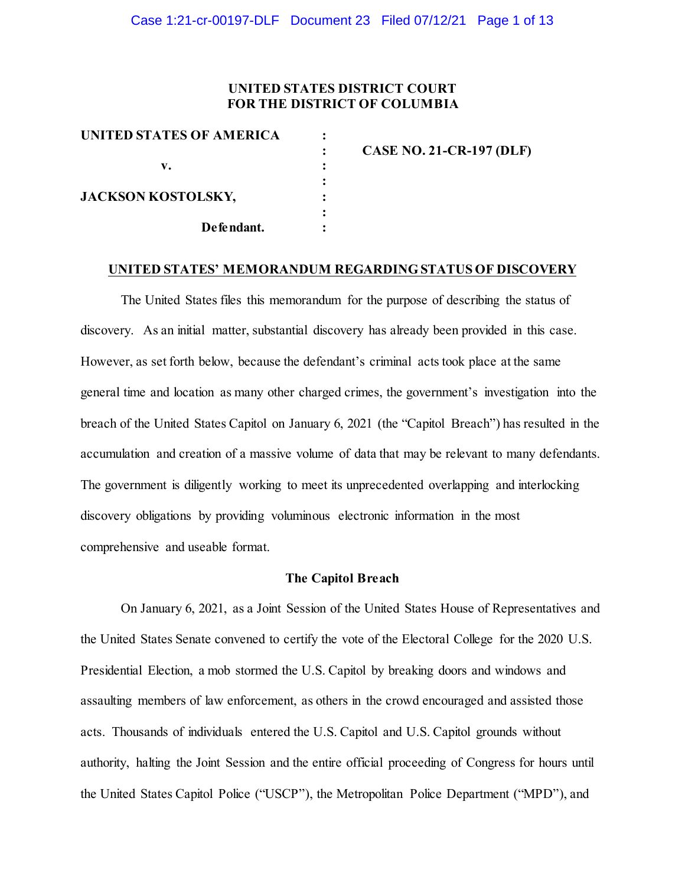**UNITED STATES DISTRICT COURT**
**FOR THE DISTRICT OF COLUMBIA**

| | | |
|---|---|---|
| **UNITED STATES OF AMERICA** | : | |
| | : | **CASE NO. 21-CR-197 (DLF)** |
| **v.** | : | |
| | : | |
| **JACKSON KOSTOLSKY,** | : | |
| | : | |
| **Defendant.** | : | |

## UNITED STATES' MEMORANDUM REGARDING STATUS OF DISCOVERY

The United States files this memorandum for the purpose of describing the status of discovery. As an initial matter, substantial discovery has already been provided in this case. However, as set forth below, because the defendant's criminal acts took place at the same general time and location as many other charged crimes, the government's investigation into the breach of the United States Capitol on January 6, 2021 (the "Capitol Breach") has resulted in the accumulation and creation of a massive volume of data that may be relevant to many defendants. The government is diligently working to meet its unprecedented overlapping and interlocking discovery obligations by providing voluminous electronic information in the most comprehensive and useable format.

### The Capitol Breach

On January 6, 2021, as a Joint Session of the United States House of Representatives and the United States Senate convened to certify the vote of the Electoral College for the 2020 U.S. Presidential Election, a mob stormed the U.S. Capitol by breaking doors and windows and assaulting members of law enforcement, as others in the crowd encouraged and assisted those acts. Thousands of individuals entered the U.S. Capitol and U.S. Capitol grounds without authority, halting the Joint Session and the entire official proceeding of Congress for hours until the United States Capitol Police ("USCP"), the Metropolitan Police Department ("MPD"), and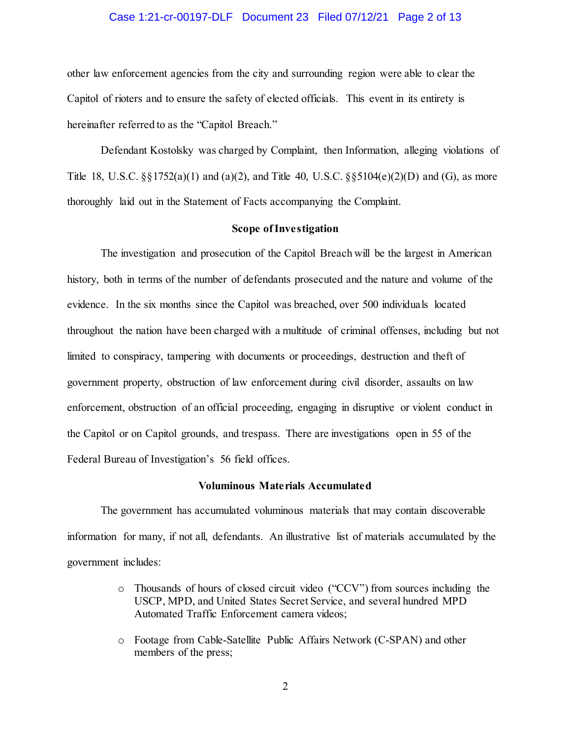other law enforcement agencies from the city and surrounding region were able to clear the Capitol of rioters and to ensure the safety of elected officials. This event in its entirety is hereinafter referred to as the "Capitol Breach."

Defendant Kostolsky was charged by Complaint, then Information, alleging violations of Title 18, U.S.C. §§1752(a)(1) and (a)(2), and Title 40, U.S.C. §§5104(e)(2)(D) and (G), as more thoroughly laid out in the Statement of Facts accompanying the Complaint.

**Scope of Investigation**

The investigation and prosecution of the Capitol Breach will be the largest in American history, both in terms of the number of defendants prosecuted and the nature and volume of the evidence. In the six months since the Capitol was breached, over 500 individuals located throughout the nation have been charged with a multitude of criminal offenses, including but not limited to conspiracy, tampering with documents or proceedings, destruction and theft of government property, obstruction of law enforcement during civil disorder, assaults on law enforcement, obstruction of an official proceeding, engaging in disruptive or violent conduct in the Capitol or on Capitol grounds, and trespass. There are investigations open in 55 of the Federal Bureau of Investigation's 56 field offices.

**Voluminous Materials Accumulated**

The government has accumulated voluminous materials that may contain discoverable information for many, if not all, defendants. An illustrative list of materials accumulated by the government includes:

- Thousands of hours of closed circuit video ("CCV") from sources including the USCP, MPD, and United States Secret Service, and several hundred MPD Automated Traffic Enforcement camera videos;
- Footage from Cable-Satellite Public Affairs Network (C-SPAN) and other members of the press;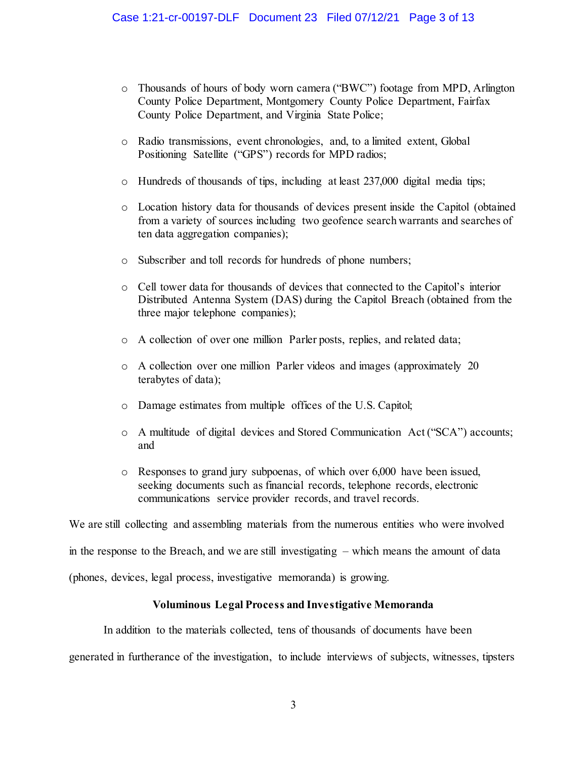- Thousands of hours of body worn camera ("BWC") footage from MPD, Arlington County Police Department, Montgomery County Police Department, Fairfax County Police Department, and Virginia State Police;

- Radio transmissions, event chronologies, and, to a limited extent, Global Positioning Satellite ("GPS") records for MPD radios;

- Hundreds of thousands of tips, including at least 237,000 digital media tips;

- Location history data for thousands of devices present inside the Capitol (obtained from a variety of sources including two geofence search warrants and searches of ten data aggregation companies);

- Subscriber and toll records for hundreds of phone numbers;

- Cell tower data for thousands of devices that connected to the Capitol's interior Distributed Antenna System (DAS) during the Capitol Breach (obtained from the three major telephone companies);

- A collection of over one million Parler posts, replies, and related data;

- A collection over one million Parler videos and images (approximately 20 terabytes of data);

- Damage estimates from multiple offices of the U.S. Capitol;

- A multitude of digital devices and Stored Communication Act ("SCA") accounts; and

- Responses to grand jury subpoenas, of which over 6,000 have been issued, seeking documents such as financial records, telephone records, electronic communications service provider records, and travel records.

We are still collecting and assembling materials from the numerous entities who were involved in the response to the Breach, and we are still investigating – which means the amount of data (phones, devices, legal process, investigative memoranda) is growing.

**Voluminous Legal Process and Investigative Memoranda**

In addition to the materials collected, tens of thousands of documents have been generated in furtherance of the investigation, to include interviews of subjects, witnesses, tipsters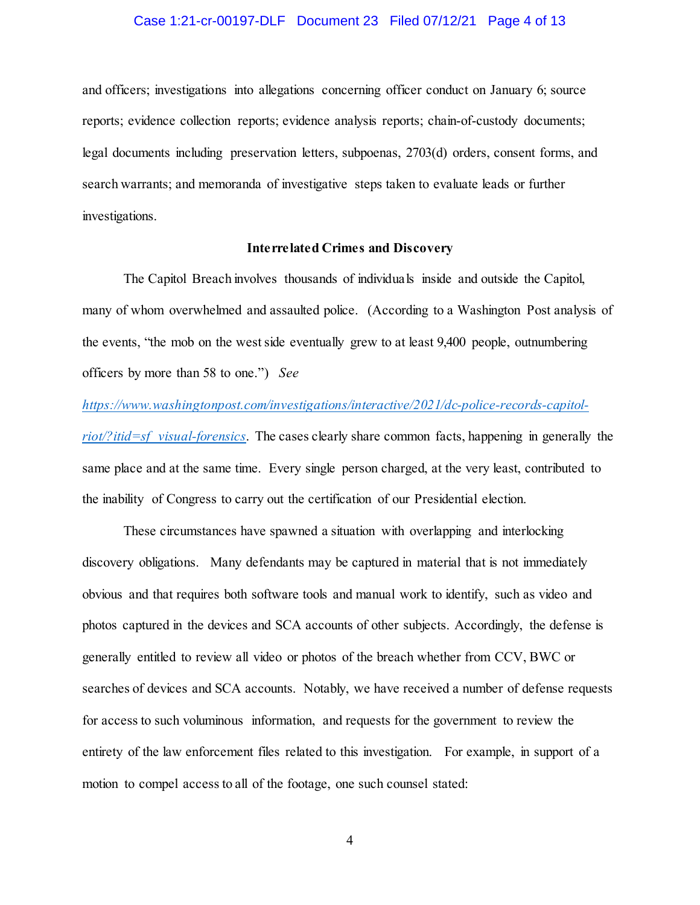and officers; investigations into allegations concerning officer conduct on January 6; source reports; evidence collection reports; evidence analysis reports; chain-of-custody documents; legal documents including preservation letters, subpoenas, 2703(d) orders, consent forms, and search warrants; and memoranda of investigative steps taken to evaluate leads or further investigations.

**Interrelated Crimes and Discovery**

The Capitol Breach involves thousands of individuals inside and outside the Capitol, many of whom overwhelmed and assaulted police. (According to a Washington Post analysis of the events, "the mob on the west side eventually grew to at least 9,400 people, outnumbering officers by more than 58 to one.") *See* [https://www.washingtonpost.com/investigations/interactive/2021/dc-police-records-capitol-riot/?itid=sf_visual-forensics](https://www.washingtonpost.com/investigations/interactive/2021/dc-police-records-capitol-riot/?itid=sf_visual-forensics). The cases clearly share common facts, happening in generally the same place and at the same time. Every single person charged, at the very least, contributed to the inability of Congress to carry out the certification of our Presidential election.

These circumstances have spawned a situation with overlapping and interlocking discovery obligations. Many defendants may be captured in material that is not immediately obvious and that requires both software tools and manual work to identify, such as video and photos captured in the devices and SCA accounts of other subjects. Accordingly, the defense is generally entitled to review all video or photos of the breach whether from CCV, BWC or searches of devices and SCA accounts. Notably, we have received a number of defense requests for access to such voluminous information, and requests for the government to review the entirety of the law enforcement files related to this investigation. For example, in support of a motion to compel access to all of the footage, one such counsel stated: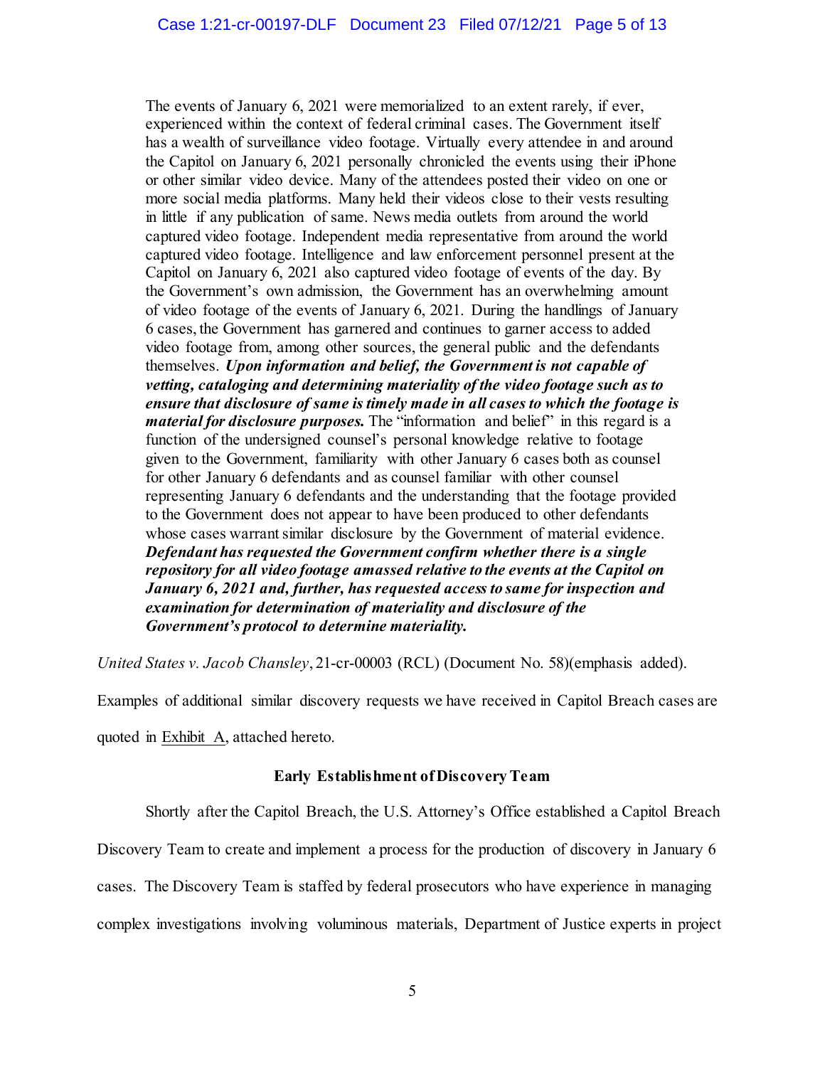> The events of January 6, 2021 were memorialized to an extent rarely, if ever, experienced within the context of federal criminal cases. The Government itself has a wealth of surveillance video footage. Virtually every attendee in and around the Capitol on January 6, 2021 personally chronicled the events using their iPhone or other similar video device. Many of the attendees posted their video on one or more social media platforms. Many held their videos close to their vests resulting in little if any publication of same. News media outlets from around the world captured video footage. Independent media representative from around the world captured video footage. Intelligence and law enforcement personnel present at the Capitol on January 6, 2021 also captured video footage of events of the day. By the Government's own admission, the Government has an overwhelming amount of video footage of the events of January 6, 2021. During the handlings of January 6 cases, the Government has garnered and continues to garner access to added video footage from, among other sources, the general public and the defendants themselves. ***Upon information and belief, the Government is not capable of vetting, cataloging and determining materiality of the video footage such as to ensure that disclosure of same is timely made in all cases to which the footage is material for disclosure purposes.*** The "information and belief" in this regard is a function of the undersigned counsel's personal knowledge relative to footage given to the Government, familiarity with other January 6 cases both as counsel for other January 6 defendants and as counsel familiar with other counsel representing January 6 defendants and the understanding that the footage provided to the Government does not appear to have been produced to other defendants whose cases warrant similar disclosure by the Government of material evidence. ***Defendant has requested the Government confirm whether there is a single repository for all video footage amassed relative to the events at the Capitol on January 6, 2021 and, further, has requested access to same for inspection and examination for determination of materiality and disclosure of the Government's protocol to determine materiality.***

*United States v. Jacob Chansley*, 21-cr-00003 (RCL) (Document No. 58)(emphasis added).

Examples of additional similar discovery requests we have received in Capitol Breach cases are quoted in Exhibit A, attached hereto.

## Early Establishment of Discovery Team

Shortly after the Capitol Breach, the U.S. Attorney's Office established a Capitol Breach Discovery Team to create and implement a process for the production of discovery in January 6 cases. The Discovery Team is staffed by federal prosecutors who have experience in managing complex investigations involving voluminous materials, Department of Justice experts in project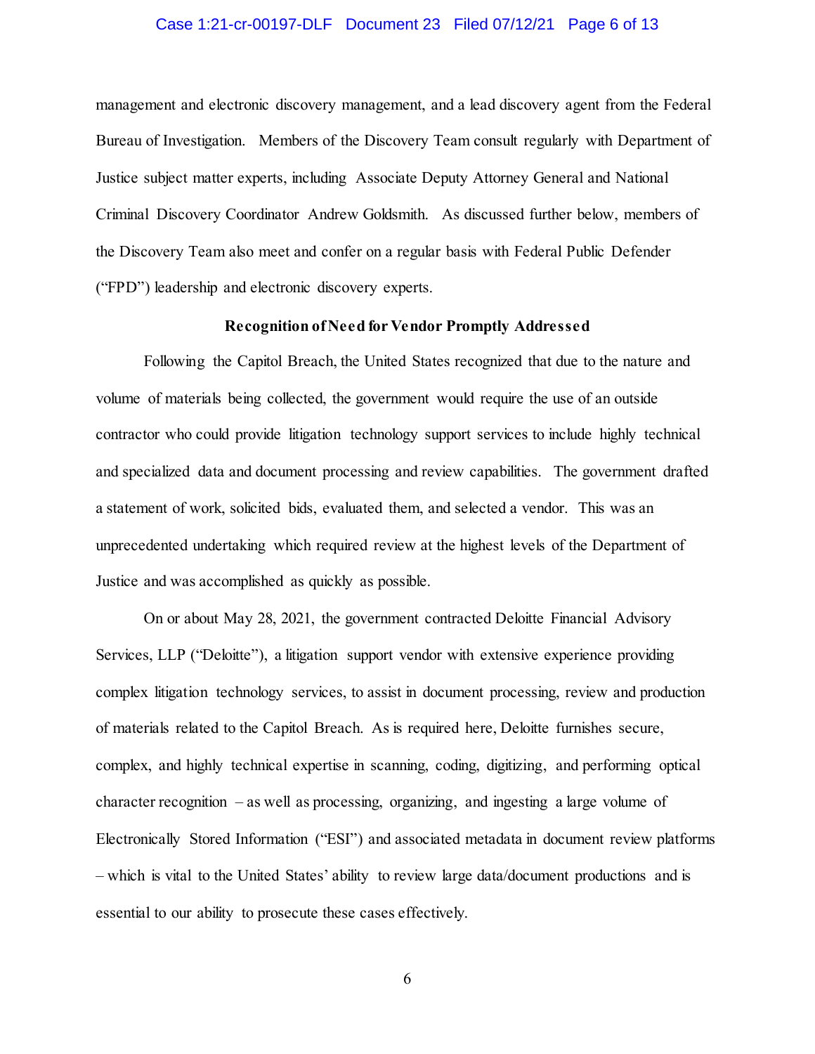management and electronic discovery management, and a lead discovery agent from the Federal Bureau of Investigation. Members of the Discovery Team consult regularly with Department of Justice subject matter experts, including Associate Deputy Attorney General and National Criminal Discovery Coordinator Andrew Goldsmith. As discussed further below, members of the Discovery Team also meet and confer on a regular basis with Federal Public Defender ("FPD") leadership and electronic discovery experts.

**Recognition of Need for Vendor Promptly Addressed**

Following the Capitol Breach, the United States recognized that due to the nature and volume of materials being collected, the government would require the use of an outside contractor who could provide litigation technology support services to include highly technical and specialized data and document processing and review capabilities. The government drafted a statement of work, solicited bids, evaluated them, and selected a vendor. This was an unprecedented undertaking which required review at the highest levels of the Department of Justice and was accomplished as quickly as possible.

On or about May 28, 2021, the government contracted Deloitte Financial Advisory Services, LLP ("Deloitte"), a litigation support vendor with extensive experience providing complex litigation technology services, to assist in document processing, review and production of materials related to the Capitol Breach. As is required here, Deloitte furnishes secure, complex, and highly technical expertise in scanning, coding, digitizing, and performing optical character recognition – as well as processing, organizing, and ingesting a large volume of Electronically Stored Information ("ESI") and associated metadata in document review platforms – which is vital to the United States' ability to review large data/document productions and is essential to our ability to prosecute these cases effectively.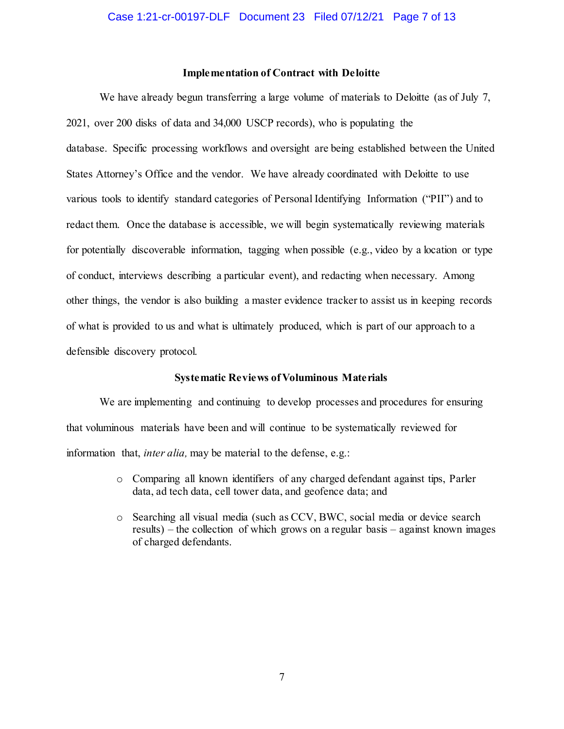**Implementation of Contract with Deloitte**

We have already begun transferring a large volume of materials to Deloitte (as of July 7, 2021, over 200 disks of data and 34,000 USCP records), who is populating the database. Specific processing workflows and oversight are being established between the United States Attorney's Office and the vendor. We have already coordinated with Deloitte to use various tools to identify standard categories of Personal Identifying Information ("PII") and to redact them. Once the database is accessible, we will begin systematically reviewing materials for potentially discoverable information, tagging when possible (e.g., video by a location or type of conduct, interviews describing a particular event), and redacting when necessary. Among other things, the vendor is also building a master evidence tracker to assist us in keeping records of what is provided to us and what is ultimately produced, which is part of our approach to a defensible discovery protocol.

**Systematic Reviews of Voluminous Materials**

We are implementing and continuing to develop processes and procedures for ensuring that voluminous materials have been and will continue to be systematically reviewed for information that, *inter alia,* may be material to the defense, e.g.:

- Comparing all known identifiers of any charged defendant against tips, Parler data, ad tech data, cell tower data, and geofence data; and
- Searching all visual media (such as CCV, BWC, social media or device search results) – the collection of which grows on a regular basis – against known images of charged defendants.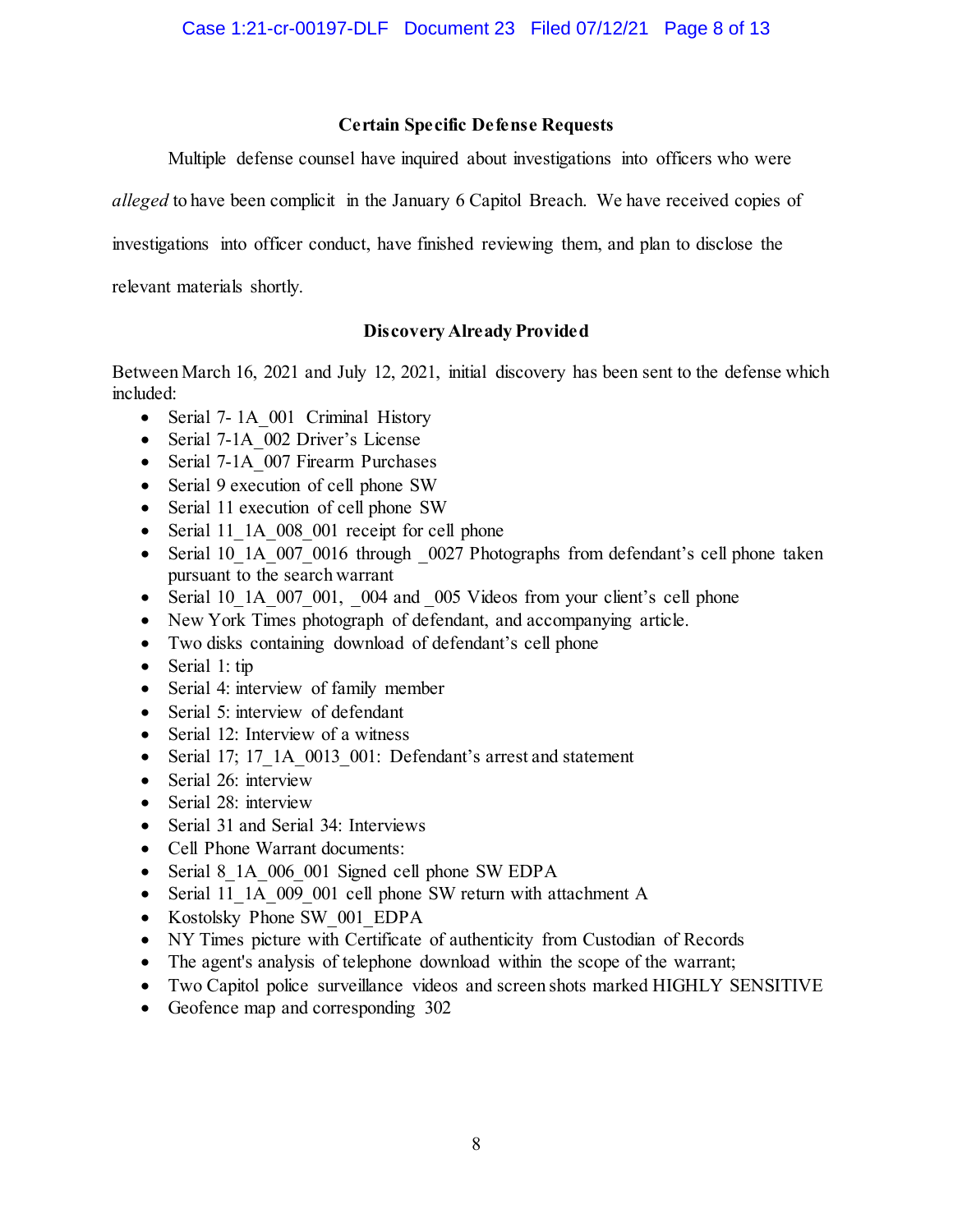**Certain Specific Defense Requests**

Multiple defense counsel have inquired about investigations into officers who were *alleged* to have been complicit in the January 6 Capitol Breach. We have received copies of investigations into officer conduct, have finished reviewing them, and plan to disclose the relevant materials shortly.

**Discovery Already Provided**

Between March 16, 2021 and July 12, 2021, initial discovery has been sent to the defense which included:

- Serial 7- 1A_001 Criminal History
- Serial 7-1A_002 Driver's License
- Serial 7-1A_007 Firearm Purchases
- Serial 9 execution of cell phone SW
- Serial 11 execution of cell phone SW
- Serial 11_1A_008_001 receipt for cell phone
- Serial 10_1A_007_0016 through _0027 Photographs from defendant's cell phone taken pursuant to the search warrant
- Serial 10_1A_007_001, _004 and _005 Videos from your client's cell phone
- New York Times photograph of defendant, and accompanying article.
- Two disks containing download of defendant's cell phone
- Serial 1: tip
- Serial 4: interview of family member
- Serial 5: interview of defendant
- Serial 12: Interview of a witness
- Serial 17; 17_1A_0013_001: Defendant's arrest and statement
- Serial 26: interview
- Serial 28: interview
- Serial 31 and Serial 34: Interviews
- Cell Phone Warrant documents:
- Serial 8_1A_006_001 Signed cell phone SW EDPA
- Serial 11_1A_009_001 cell phone SW return with attachment A
- Kostolsky Phone SW_001_EDPA
- NY Times picture with Certificate of authenticity from Custodian of Records
- The agent's analysis of telephone download within the scope of the warrant;
- Two Capitol police surveillance videos and screen shots marked HIGHLY SENSITIVE
- Geofence map and corresponding 302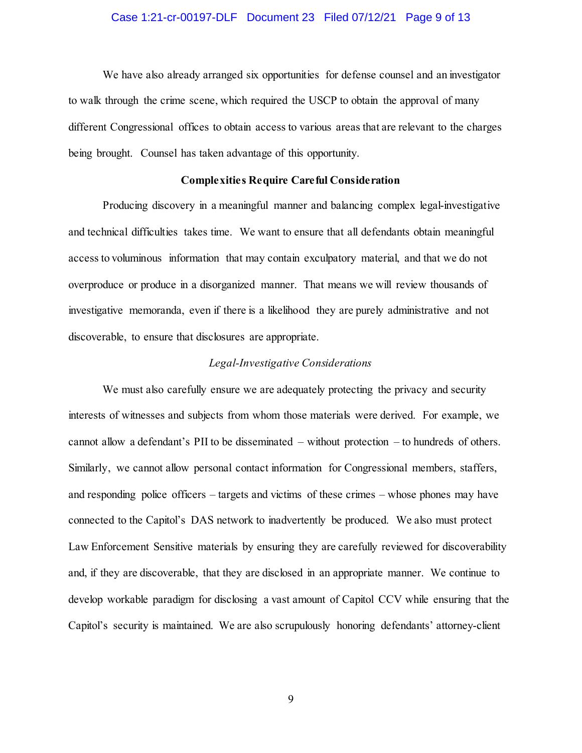We have also already arranged six opportunities for defense counsel and an investigator to walk through the crime scene, which required the USCP to obtain the approval of many different Congressional offices to obtain access to various areas that are relevant to the charges being brought. Counsel has taken advantage of this opportunity.

**Complexities Require Careful Consideration**

Producing discovery in a meaningful manner and balancing complex legal-investigative and technical difficulties takes time. We want to ensure that all defendants obtain meaningful access to voluminous information that may contain exculpatory material, and that we do not overproduce or produce in a disorganized manner. That means we will review thousands of investigative memoranda, even if there is a likelihood they are purely administrative and not discoverable, to ensure that disclosures are appropriate.

*Legal-Investigative Considerations*

We must also carefully ensure we are adequately protecting the privacy and security interests of witnesses and subjects from whom those materials were derived. For example, we cannot allow a defendant's PII to be disseminated – without protection – to hundreds of others. Similarly, we cannot allow personal contact information for Congressional members, staffers, and responding police officers – targets and victims of these crimes – whose phones may have connected to the Capitol's DAS network to inadvertently be produced. We also must protect Law Enforcement Sensitive materials by ensuring they are carefully reviewed for discoverability and, if they are discoverable, that they are disclosed in an appropriate manner. We continue to develop workable paradigm for disclosing a vast amount of Capitol CCV while ensuring that the Capitol's security is maintained. We are also scrupulously honoring defendants' attorney-client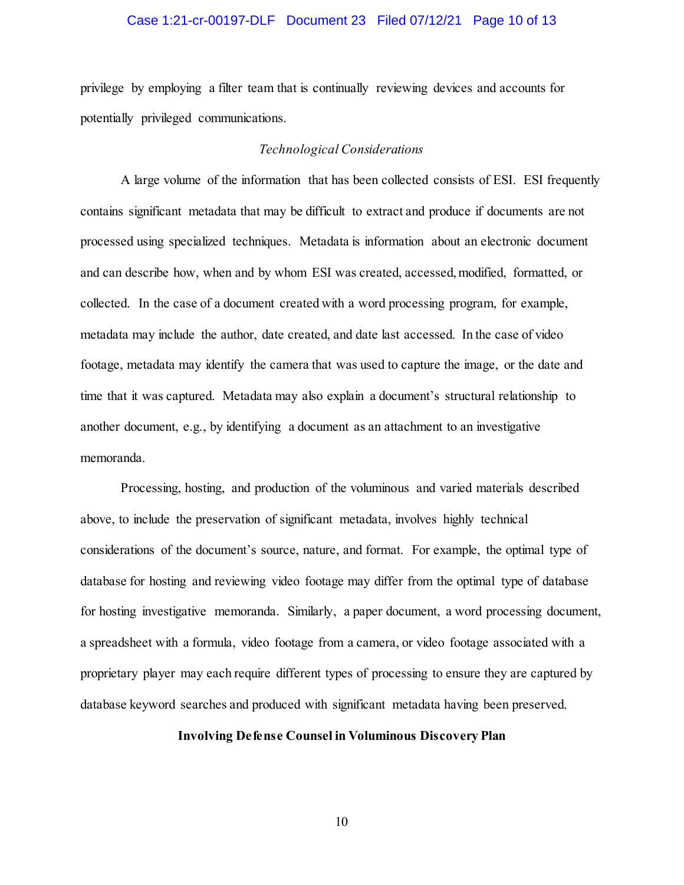privilege by employing a filter team that is continually reviewing devices and accounts for potentially privileged communications.

*Technological Considerations*

A large volume of the information that has been collected consists of ESI. ESI frequently contains significant metadata that may be difficult to extract and produce if documents are not processed using specialized techniques. Metadata is information about an electronic document and can describe how, when and by whom ESI was created, accessed, modified, formatted, or collected. In the case of a document created with a word processing program, for example, metadata may include the author, date created, and date last accessed. In the case of video footage, metadata may identify the camera that was used to capture the image, or the date and time that it was captured. Metadata may also explain a document's structural relationship to another document, e.g., by identifying a document as an attachment to an investigative memoranda.

Processing, hosting, and production of the voluminous and varied materials described above, to include the preservation of significant metadata, involves highly technical considerations of the document's source, nature, and format. For example, the optimal type of database for hosting and reviewing video footage may differ from the optimal type of database for hosting investigative memoranda. Similarly, a paper document, a word processing document, a spreadsheet with a formula, video footage from a camera, or video footage associated with a proprietary player may each require different types of processing to ensure they are captured by database keyword searches and produced with significant metadata having been preserved.

**Involving Defense Counsel in Voluminous Discovery Plan**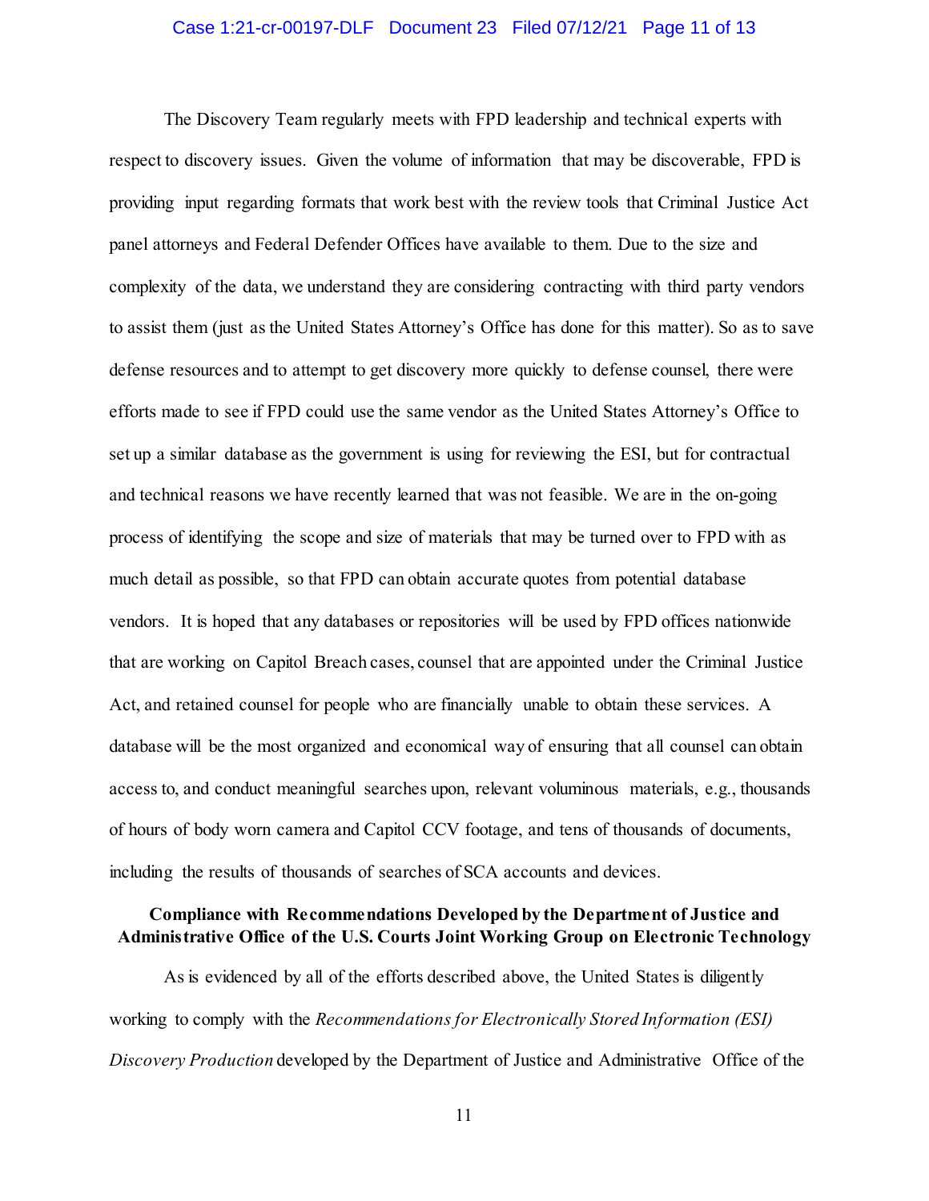The Discovery Team regularly meets with FPD leadership and technical experts with respect to discovery issues. Given the volume of information that may be discoverable, FPD is providing input regarding formats that work best with the review tools that Criminal Justice Act panel attorneys and Federal Defender Offices have available to them. Due to the size and complexity of the data, we understand they are considering contracting with third party vendors to assist them (just as the United States Attorney's Office has done for this matter). So as to save defense resources and to attempt to get discovery more quickly to defense counsel, there were efforts made to see if FPD could use the same vendor as the United States Attorney's Office to set up a similar database as the government is using for reviewing the ESI, but for contractual and technical reasons we have recently learned that was not feasible. We are in the on-going process of identifying the scope and size of materials that may be turned over to FPD with as much detail as possible, so that FPD can obtain accurate quotes from potential database vendors. It is hoped that any databases or repositories will be used by FPD offices nationwide that are working on Capitol Breach cases, counsel that are appointed under the Criminal Justice Act, and retained counsel for people who are financially unable to obtain these services. A database will be the most organized and economical way of ensuring that all counsel can obtain access to, and conduct meaningful searches upon, relevant voluminous materials, e.g., thousands of hours of body worn camera and Capitol CCV footage, and tens of thousands of documents, including the results of thousands of searches of SCA accounts and devices.

**Compliance with Recommendations Developed by the Department of Justice and Administrative Office of the U.S. Courts Joint Working Group on Electronic Technology**

As is evidenced by all of the efforts described above, the United States is diligently working to comply with the *Recommendations for Electronically Stored Information (ESI) Discovery Production* developed by the Department of Justice and Administrative Office of the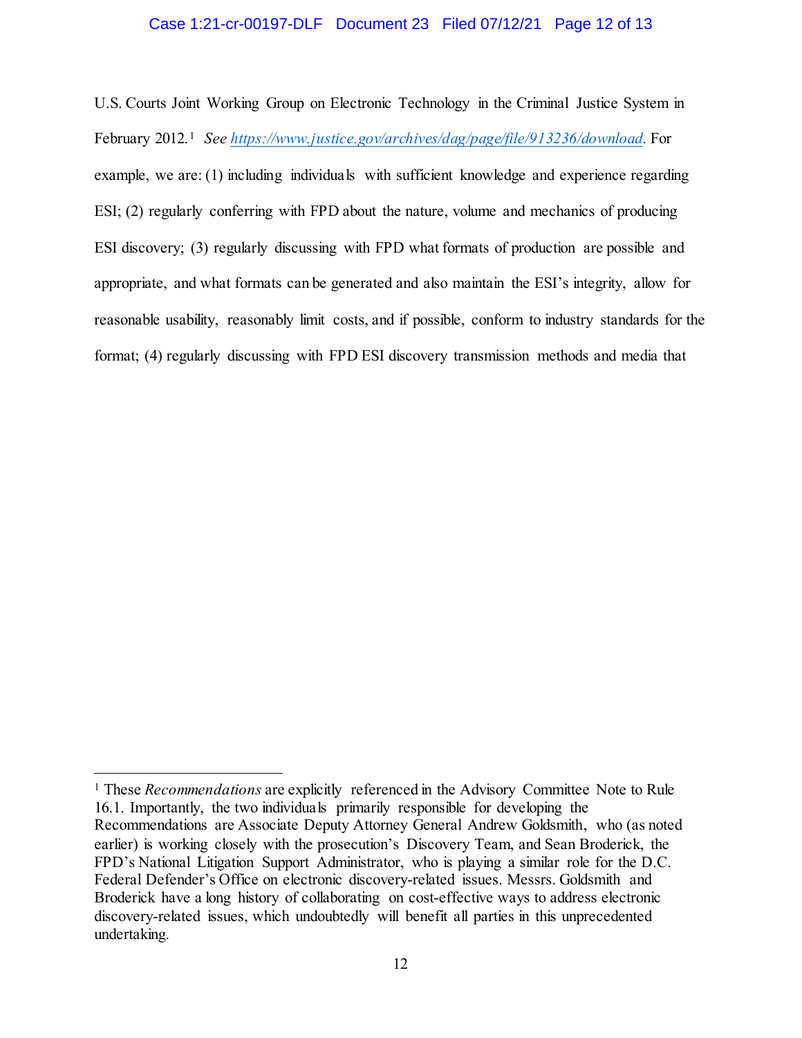U.S. Courts Joint Working Group on Electronic Technology in the Criminal Justice System in February 2012.[1] *See* https://www.justice.gov/archives/dag/page/file/913236/download. For example, we are: (1) including individuals with sufficient knowledge and experience regarding ESI; (2) regularly conferring with FPD about the nature, volume and mechanics of producing ESI discovery; (3) regularly discussing with FPD what formats of production are possible and appropriate, and what formats can be generated and also maintain the ESI's integrity, allow for reasonable usability, reasonably limit costs, and if possible, conform to industry standards for the format; (4) regularly discussing with FPD ESI discovery transmission methods and media that

---

[1] These *Recommendations* are explicitly referenced in the Advisory Committee Note to Rule 16.1. Importantly, the two individuals primarily responsible for developing the Recommendations are Associate Deputy Attorney General Andrew Goldsmith, who (as noted earlier) is working closely with the prosecution's Discovery Team, and Sean Broderick, the FPD's National Litigation Support Administrator, who is playing a similar role for the D.C. Federal Defender's Office on electronic discovery-related issues. Messrs. Goldsmith and Broderick have a long history of collaborating on cost-effective ways to address electronic discovery-related issues, which undoubtedly will benefit all parties in this unprecedented undertaking.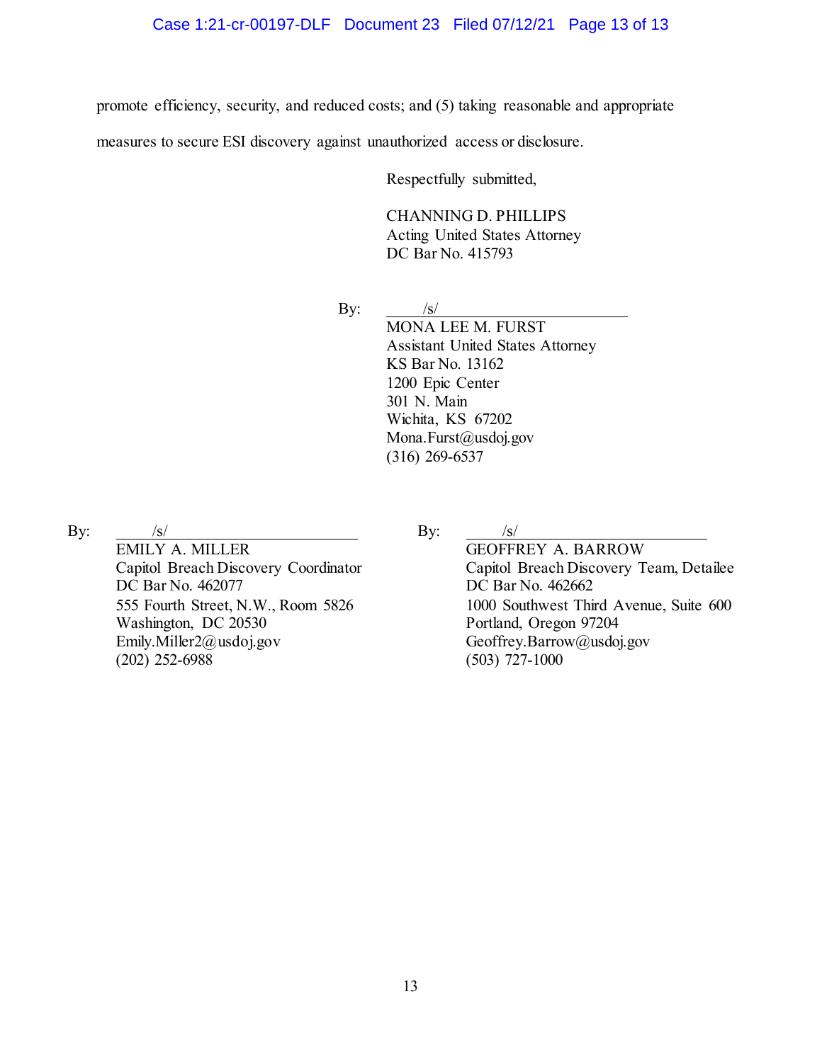promote efficiency, security, and reduced costs; and (5) taking reasonable and appropriate measures to secure ESI discovery against unauthorized access or disclosure.

Respectfully submitted,

CHANNING D. PHILLIPS
Acting United States Attorney
DC Bar No. 415793

By: /s/
MONA LEE M. FURST
Assistant United States Attorney
KS Bar No. 13162
1200 Epic Center
301 N. Main
Wichita, KS 67202
Mona.Furst@usdoj.gov
(316) 269-6537

By: /s/
EMILY A. MILLER
Capitol Breach Discovery Coordinator
DC Bar No. 462077
555 Fourth Street, N.W., Room 5826
Washington, DC 20530
Emily.Miller2@usdoj.gov
(202) 252-6988

By: /s/
GEOFFREY A. BARROW
Capitol Breach Discovery Team, Detailee
DC Bar No. 462662
1000 Southwest Third Avenue, Suite 600
Portland, Oregon 97204
Geoffrey.Barrow@usdoj.gov
(503) 727-1000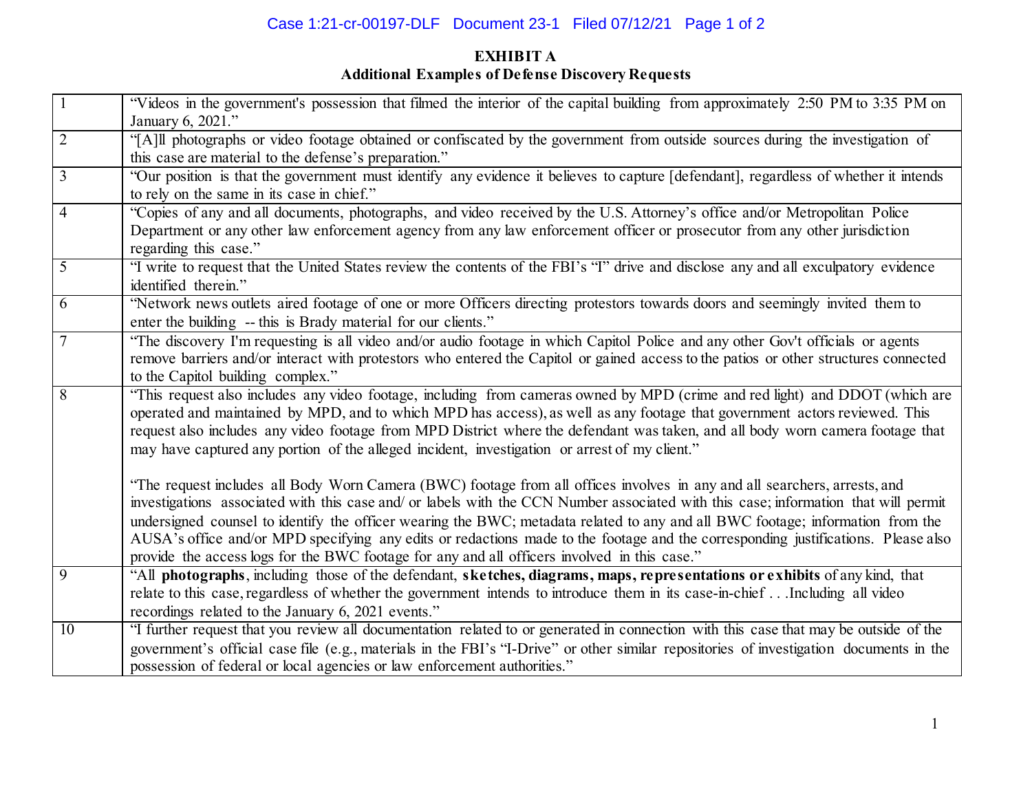**EXHIBIT A**
**Additional Examples of Defense Discovery Requests**

| | |
|---|---|
| 1 | "Videos in the government's possession that filmed the interior of the capital building from approximately 2:50 PM to 3:35 PM on January 6, 2021." |
| 2 | "[A]ll photographs or video footage obtained or confiscated by the government from outside sources during the investigation of this case are material to the defense's preparation." |
| 3 | "Our position is that the government must identify any evidence it believes to capture [defendant], regardless of whether it intends to rely on the same in its case in chief." |
| 4 | "Copies of any and all documents, photographs, and video received by the U.S. Attorney's office and/or Metropolitan Police Department or any other law enforcement agency from any law enforcement officer or prosecutor from any other jurisdiction regarding this case." |
| 5 | "I write to request that the United States review the contents of the FBI's "I" drive and disclose any and all exculpatory evidence identified therein." |
| 6 | "Network news outlets aired footage of one or more Officers directing protestors towards doors and seemingly invited them to enter the building -- this is Brady material for our clients." |
| 7 | "The discovery I'm requesting is all video and/or audio footage in which Capitol Police and any other Gov't officials or agents remove barriers and/or interact with protestors who entered the Capitol or gained access to the patios or other structures connected to the Capitol building complex." |
| 8 | "This request also includes any video footage, including from cameras owned by MPD (crime and red light) and DDOT (which are operated and maintained by MPD, and to which MPD has access), as well as any footage that government actors reviewed. This request also includes any video footage from MPD District where the defendant was taken, and all body worn camera footage that may have captured any portion of the alleged incident, investigation or arrest of my client." <br><br> "The request includes all Body Worn Camera (BWC) footage from all offices involves in any and all searchers, arrests, and investigations associated with this case and/ or labels with the CCN Number associated with this case; information that will permit undersigned counsel to identify the officer wearing the BWC; metadata related to any and all BWC footage; information from the AUSA's office and/or MPD specifying any edits or redactions made to the footage and the corresponding justifications. Please also provide the access logs for the BWC footage for any and all officers involved in this case." |
| 9 | "All **photographs**, including those of the defendant, **sketches, diagrams, maps, representations or exhibits** of any kind, that relate to this case, regardless of whether the government intends to introduce them in its case-in-chief . . .Including all video recordings related to the January 6, 2021 events." |
| 10 | "I further request that you review all documentation related to or generated in connection with this case that may be outside of the government's official case file (e.g., materials in the FBI's "I-Drive" or other similar repositories of investigation documents in the possession of federal or local agencies or law enforcement authorities." |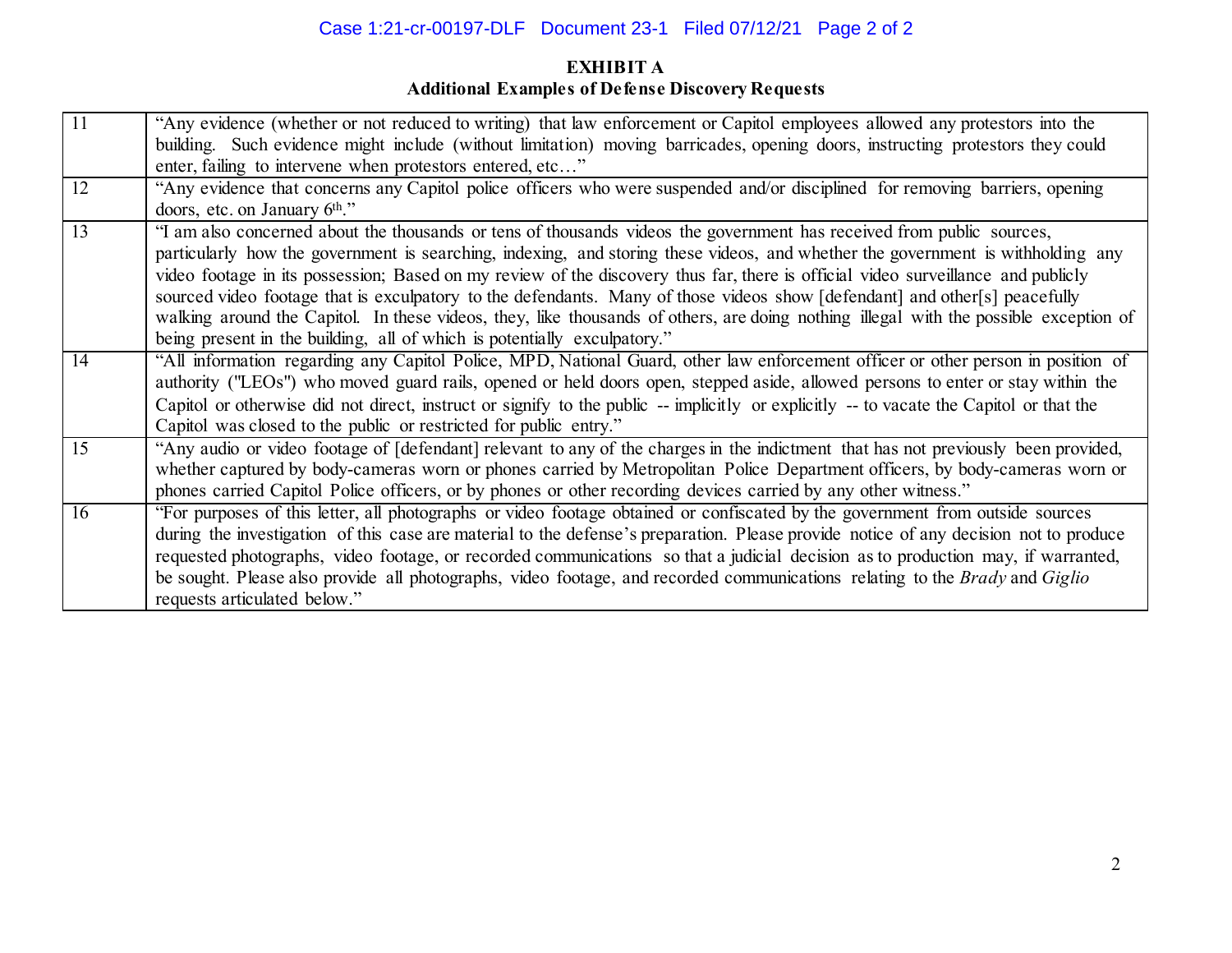**EXHIBIT A**

**Additional Examples of Defense Discovery Requests**

| | |
|---|---|
| 11 | "Any evidence (whether or not reduced to writing) that law enforcement or Capitol employees allowed any protestors into the building. Such evidence might include (without limitation) moving barricades, opening doors, instructing protestors they could enter, failing to intervene when protestors entered, etc…" |
| 12 | "Any evidence that concerns any Capitol police officers who were suspended and/or disciplined for removing barriers, opening doors, etc. on January 6th." |
| 13 | "I am also concerned about the thousands or tens of thousands videos the government has received from public sources, particularly how the government is searching, indexing, and storing these videos, and whether the government is withholding any video footage in its possession; Based on my review of the discovery thus far, there is official video surveillance and publicly sourced video footage that is exculpatory to the defendants. Many of those videos show [defendant] and other[s] peacefully walking around the Capitol. In these videos, they, like thousands of others, are doing nothing illegal with the possible exception of being present in the building, all of which is potentially exculpatory." |
| 14 | "All information regarding any Capitol Police, MPD, National Guard, other law enforcement officer or other person in position of authority ("LEOs") who moved guard rails, opened or held doors open, stepped aside, allowed persons to enter or stay within the Capitol or otherwise did not direct, instruct or signify to the public -- implicitly or explicitly -- to vacate the Capitol or that the Capitol was closed to the public or restricted for public entry." |
| 15 | "Any audio or video footage of [defendant] relevant to any of the charges in the indictment that has not previously been provided, whether captured by body-cameras worn or phones carried by Metropolitan Police Department officers, by body-cameras worn or phones carried Capitol Police officers, or by phones or other recording devices carried by any other witness." |
| 16 | "For purposes of this letter, all photographs or video footage obtained or confiscated by the government from outside sources during the investigation of this case are material to the defense's preparation. Please provide notice of any decision not to produce requested photographs, video footage, or recorded communications so that a judicial decision as to production may, if warranted, be sought. Please also provide all photographs, video footage, and recorded communications relating to the *Brady* and *Giglio* requests articulated below." |